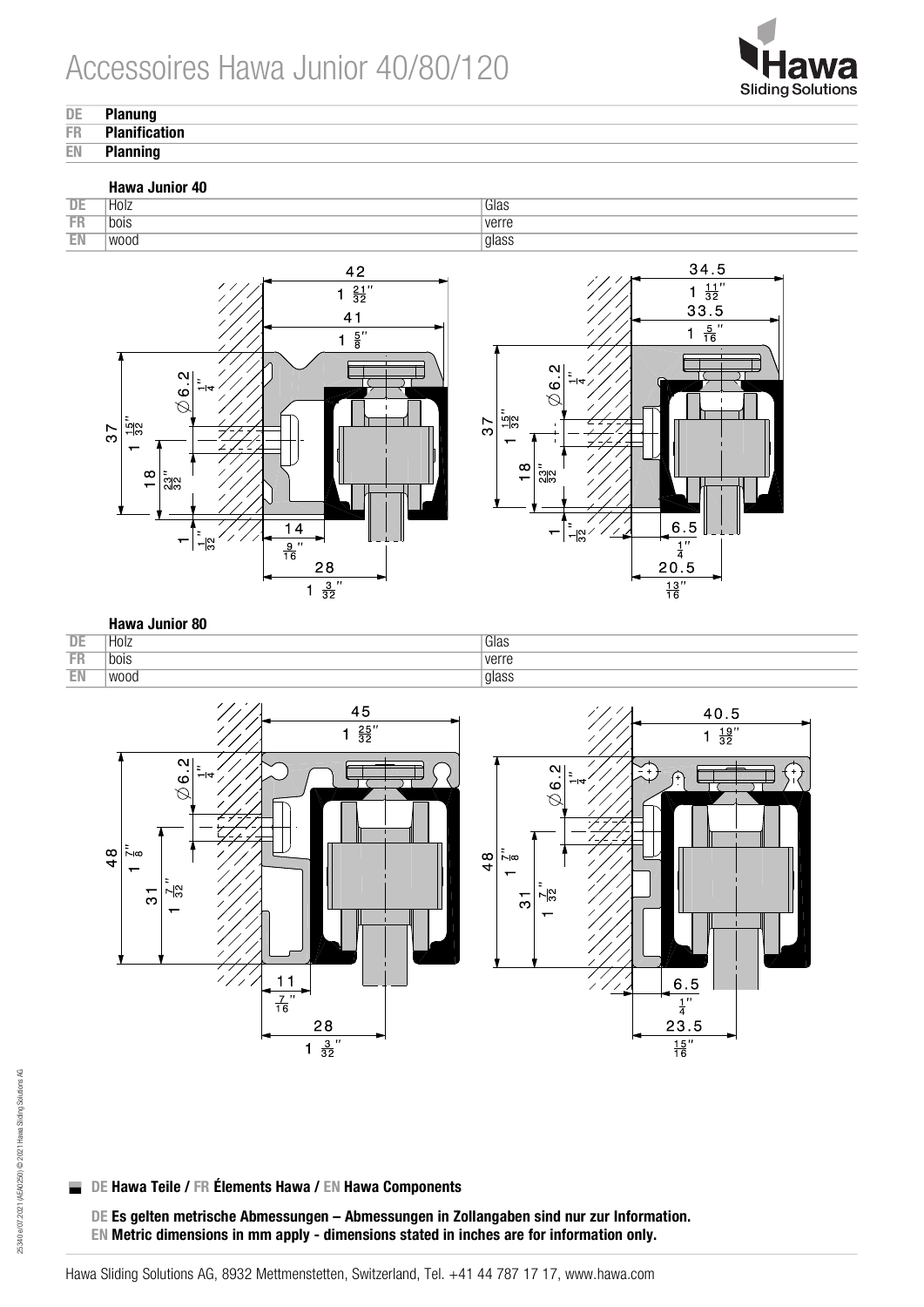# Accessoires Hawa Junior 40/80/120

| | |
|---|---|
| DE | **Planung** |
| FR | **Planification** |
| EN | **Planning** |

### Hawa Junior 40

| | | |
|---|---|---|
| DE | Holz | Glas |
| FR | bois | verre |
| EN | wood | glass |

### Hawa Junior 80

| | | |
|---|---|---|
| DE | Holz | Glas |
| FR | bois | verre |
| EN | wood | glass |

DE **Hawa Teile** / FR **Élements Hawa** / EN **Hawa Components**

DE **Es gelten metrische Abmessungen – Abmessungen in Zollangaben sind nur zur Information.**
EN **Metric dimensions in mm apply - dimensions stated in inches are for information only.**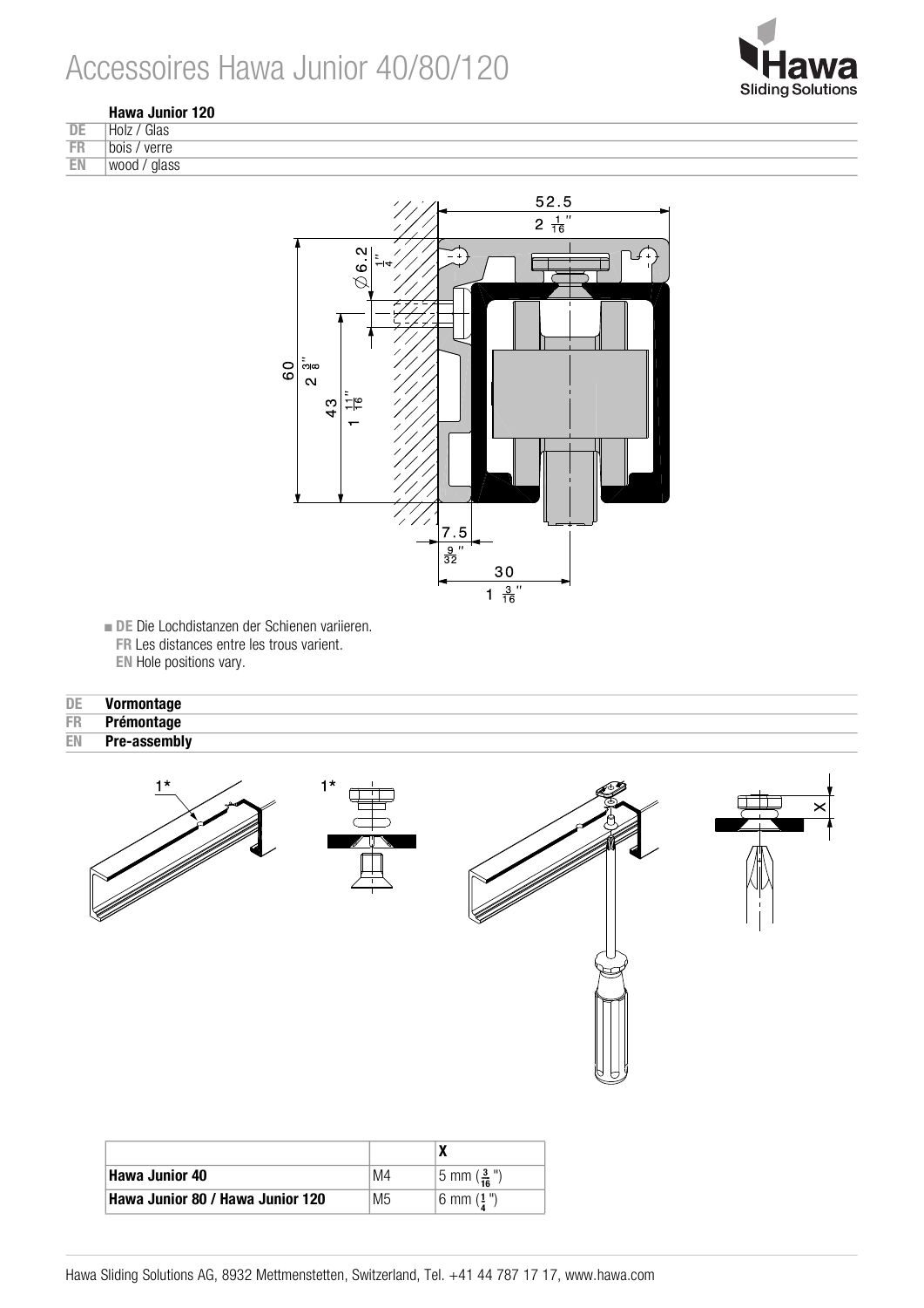# Accessoires Hawa Junior 40/80/120

**Hawa Junior 120**

| | |
|---|---|
| DE | Holz / Glas |
| FR | bois / verre |
| EN | wood / glass |

52.5
2 1/16"

⌀6.2
1/4"

60
2 3/8"

43
1 11/16"

7.5
9/32"

30
1 3/16"

■ **DE** Die Lochdistanzen der Schienen variieren.
**FR** Les distances entre les trous varient.
**EN** Hole positions vary.

**DE** **Vormontage**
**FR** **Prémontage**
**EN** **Pre-assembly**

1*

1*

X

| | | X |
|---|---|---|
| **Hawa Junior 40** | M4 | 5 mm (3/16") |
| **Hawa Junior 80 / Hawa Junior 120** | M5 | 6 mm (1/4") |

Hawa Sliding Solutions AG, 8932 Mettmenstetten, Switzerland, Tel. +41 44 787 17 17, www.hawa.com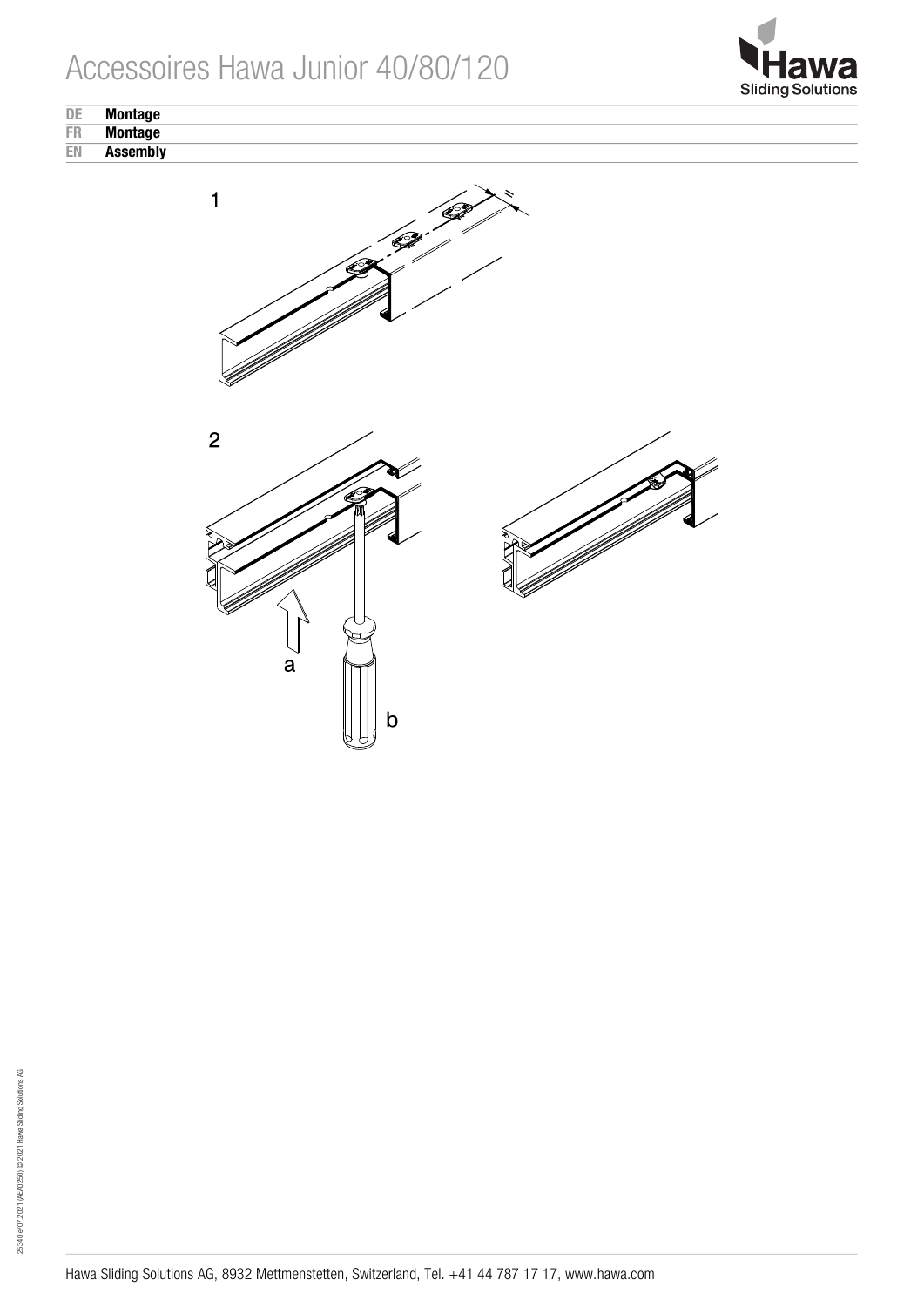# Accessoires Hawa Junior 40/80/120

**DE** **Montage**
**FR** **Montage**
**EN** **Assembly**

1

2

a

b